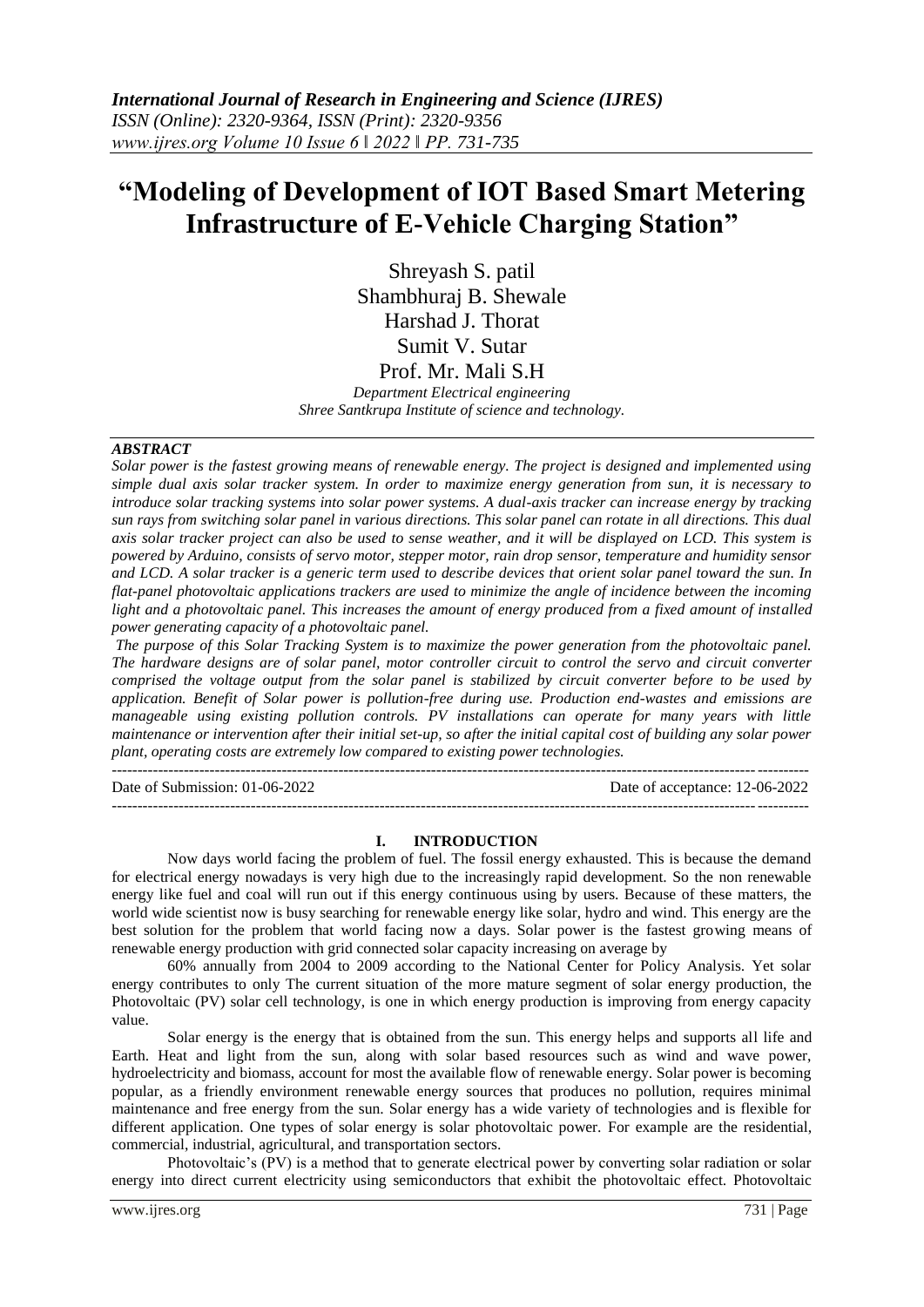# "Modeling of Development of IOT Based Smart Metering Infrastructure of E-Vehicle Charging Station"

Shreyash S. patil
Shambhuraj B. Shewale
Harshad J. Thorat
Sumit V. Sutar
Prof. Mr. Mali S.H

*Department Electrical engineering*
*Shree Santkrupa Institute of science and technology.*

---

### *ABSTRACT*

*Solar power is the fastest growing means of renewable energy. The project is designed and implemented using simple dual axis solar tracker system. In order to maximize energy generation from sun, it is necessary to introduce solar tracking systems into solar power systems. A dual-axis tracker can increase energy by tracking sun rays from switching solar panel in various directions. This solar panel can rotate in all directions. This dual axis solar tracker project can also be used to sense weather, and it will be displayed on LCD. This system is powered by Arduino, consists of servo motor, stepper motor, rain drop sensor, temperature and humidity sensor and LCD. A solar tracker is a generic term used to describe devices that orient solar panel toward the sun. In flat-panel photovoltaic applications trackers are used to minimize the angle of incidence between the incoming light and a photovoltaic panel. This increases the amount of energy produced from a fixed amount of installed power generating capacity of a photovoltaic panel.*

*The purpose of this Solar Tracking System is to maximize the power generation from the photovoltaic panel. The hardware designs are of solar panel, motor controller circuit to control the servo and circuit converter comprised the voltage output from the solar panel is stabilized by circuit converter before to be used by application. Benefit of Solar power is pollution-free during use. Production end-wastes and emissions are manageable using existing pollution controls. PV installations can operate for many years with little maintenance or intervention after their initial set-up, so after the initial capital cost of building any solar power plant, operating costs are extremely low compared to existing power technologies.*

---

Date of Submission: 01-06-2022 Date of acceptance: 12-06-2022

---

## I. INTRODUCTION

Now days world facing the problem of fuel. The fossil energy exhausted. This is because the demand for electrical energy nowadays is very high due to the increasingly rapid development. So the non renewable energy like fuel and coal will run out if this energy continuous using by users. Because of these matters, the world wide scientist now is busy searching for renewable energy like solar, hydro and wind. This energy are the best solution for the problem that world facing now a days. Solar power is the fastest growing means of renewable energy production with grid connected solar capacity increasing on average by

60% annually from 2004 to 2009 according to the National Center for Policy Analysis. Yet solar energy contributes to only The current situation of the more mature segment of solar energy production, the Photovoltaic (PV) solar cell technology, is one in which energy production is improving from energy capacity value.

Solar energy is the energy that is obtained from the sun. This energy helps and supports all life and Earth. Heat and light from the sun, along with solar based resources such as wind and wave power, hydroelectricity and biomass, account for most the available flow of renewable energy. Solar power is becoming popular, as a friendly environment renewable energy sources that produces no pollution, requires minimal maintenance and free energy from the sun. Solar energy has a wide variety of technologies and is flexible for different application. One types of solar energy is solar photovoltaic power. For example are the residential, commercial, industrial, agricultural, and transportation sectors.

Photovoltaic's (PV) is a method that to generate electrical power by converting solar radiation or solar energy into direct current electricity using semiconductors that exhibit the photovoltaic effect. Photovoltaic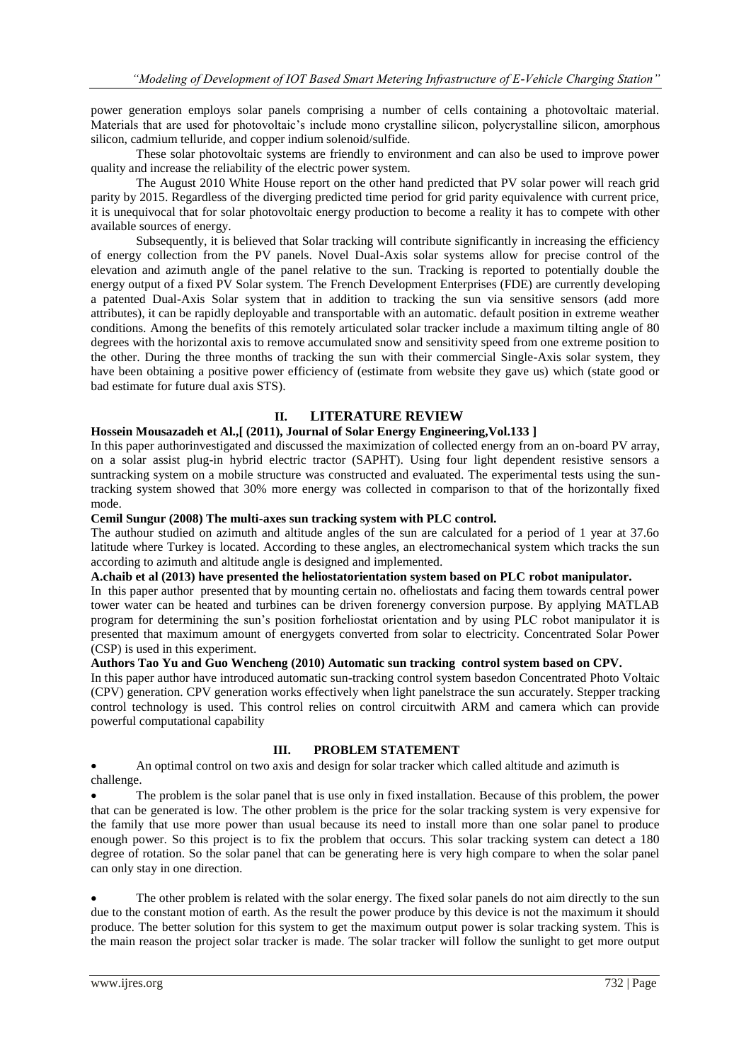power generation employs solar panels comprising a number of cells containing a photovoltaic material. Materials that are used for photovoltaic's include mono crystalline silicon, polycrystalline silicon, amorphous silicon, cadmium telluride, and copper indium solenoid/sulfide.

These solar photovoltaic systems are friendly to environment and can also be used to improve power quality and increase the reliability of the electric power system.

The August 2010 White House report on the other hand predicted that PV solar power will reach grid parity by 2015. Regardless of the diverging predicted time period for grid parity equivalence with current price, it is unequivocal that for solar photovoltaic energy production to become a reality it has to compete with other available sources of energy.

Subsequently, it is believed that Solar tracking will contribute significantly in increasing the efficiency of energy collection from the PV panels. Novel Dual-Axis solar systems allow for precise control of the elevation and azimuth angle of the panel relative to the sun. Tracking is reported to potentially double the energy output of a fixed PV Solar system. The French Development Enterprises (FDE) are currently developing a patented Dual-Axis Solar system that in addition to tracking the sun via sensitive sensors (add more attributes), it can be rapidly deployable and transportable with an automatic. default position in extreme weather conditions. Among the benefits of this remotely articulated solar tracker include a maximum tilting angle of 80 degrees with the horizontal axis to remove accumulated snow and sensitivity speed from one extreme position to the other. During the three months of tracking the sun with their commercial Single-Axis solar system, they have been obtaining a positive power efficiency of (estimate from website they gave us) which (state good or bad estimate for future dual axis STS).

## II. LITERATURE REVIEW

**Hossein Mousazadeh et Al.,[ (2011), Journal of Solar Energy Engineering,Vol.133 ]**

In this paper authorinvestigated and discussed the maximization of collected energy from an on-board PV array, on a solar assist plug-in hybrid electric tractor (SAPHT). Using four light dependent resistive sensors a suntracking system on a mobile structure was constructed and evaluated. The experimental tests using the sun-tracking system showed that 30% more energy was collected in comparison to that of the horizontally fixed mode.

**Cemil Sungur (2008) The multi-axes sun tracking system with PLC control.**

The authour studied on azimuth and altitude angles of the sun are calculated for a period of 1 year at 37.6o latitude where Turkey is located. According to these angles, an electromechanical system which tracks the sun according to azimuth and altitude angle is designed and implemented.

**A.chaib et al (2013) have presented the heliostatorientation system based on PLC robot manipulator.**

In this paper author presented that by mounting certain no. ofheliostats and facing them towards central power tower water can be heated and turbines can be driven forenergy conversion purpose. By applying MATLAB program for determining the sun's position forheliostat orientation and by using PLC robot manipulator it is presented that maximum amount of energygets converted from solar to electricity. Concentrated Solar Power (CSP) is used in this experiment.

**Authors Tao Yu and Guo Wencheng (2010) Automatic sun tracking control system based on CPV.**

In this paper author have introduced automatic sun-tracking control system basedon Concentrated Photo Voltaic (CPV) generation. CPV generation works effectively when light panelstrace the sun accurately. Stepper tracking control technology is used. This control relies on control circuitwith ARM and camera which can provide powerful computational capability

## III. PROBLEM STATEMENT

- An optimal control on two axis and design for solar tracker which called altitude and azimuth is challenge.
- The problem is the solar panel that is use only in fixed installation. Because of this problem, the power that can be generated is low. The other problem is the price for the solar tracking system is very expensive for the family that use more power than usual because its need to install more than one solar panel to produce enough power. So this project is to fix the problem that occurs. This solar tracking system can detect a 180 degree of rotation. So the solar panel that can be generating here is very high compare to when the solar panel can only stay in one direction.
- The other problem is related with the solar energy. The fixed solar panels do not aim directly to the sun due to the constant motion of earth. As the result the power produce by this device is not the maximum it should produce. The better solution for this system to get the maximum output power is solar tracking system. This is the main reason the project solar tracker is made. The solar tracker will follow the sunlight to get more output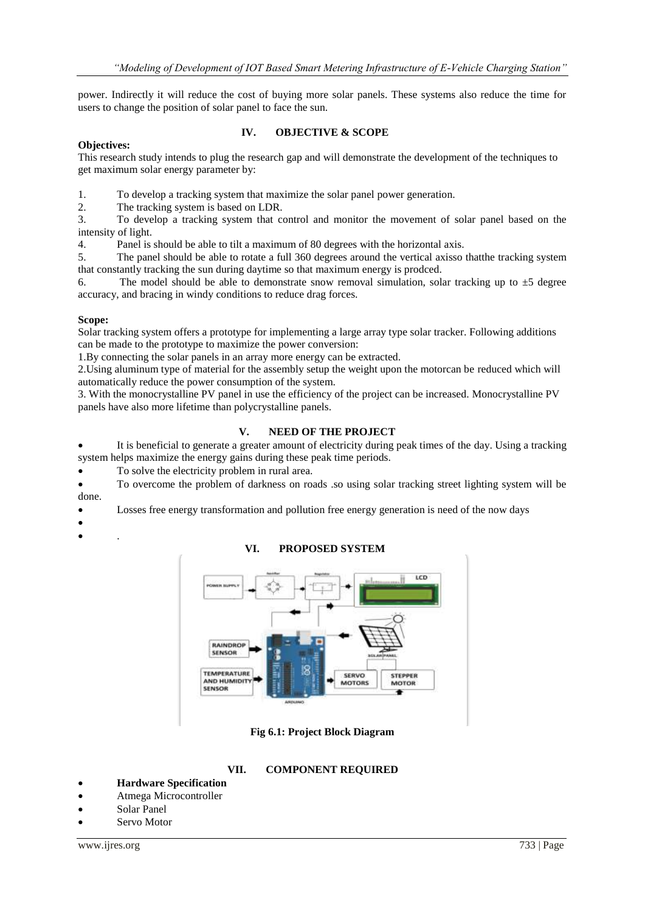power. Indirectly it will reduce the cost of buying more solar panels. These systems also reduce the time for users to change the position of solar panel to face the sun.

## IV. OBJECTIVE & SCOPE

**Objectives:**

This research study intends to plug the research gap and will demonstrate the development of the techniques to get maximum solar energy parameter by:

1. To develop a tracking system that maximize the solar panel power generation.
2. The tracking system is based on LDR.
3. To develop a tracking system that control and monitor the movement of solar panel based on the intensity of light.
4. Panel is should be able to tilt a maximum of 80 degrees with the horizontal axis.
5. The panel should be able to rotate a full 360 degrees around the vertical axisso thatthe tracking system that constantly tracking the sun during daytime so that maximum energy is prodced.
6. The model should be able to demonstrate snow removal simulation, solar tracking up to ±5 degree accuracy, and bracing in windy conditions to reduce drag forces.

**Scope:**

Solar tracking system offers a prototype for implementing a large array type solar tracker. Following additions can be made to the prototype to maximize the power conversion:

1.By connecting the solar panels in an array more energy can be extracted.

2.Using aluminum type of material for the assembly setup the weight upon the motorcan be reduced which will automatically reduce the power consumption of the system.

3. With the monocrystalline PV panel in use the efficiency of the project can be increased. Monocrystalline PV panels have also more lifetime than polycrystalline panels.

## V. NEED OF THE PROJECT

- It is beneficial to generate a greater amount of electricity during peak times of the day. Using a tracking system helps maximize the energy gains during these peak time periods.
- To solve the electricity problem in rural area.
- To overcome the problem of darkness on roads .so using solar tracking street lighting system will be done.
- Losses free energy transformation and pollution free energy generation is need of the now days
- 
- .

## VI. PROPOSED SYSTEM

**Fig 6.1: Project Block Diagram**

## VII. COMPONENT REQUIRED

- **Hardware Specification**
- Atmega Microcontroller
- Solar Panel
- Servo Motor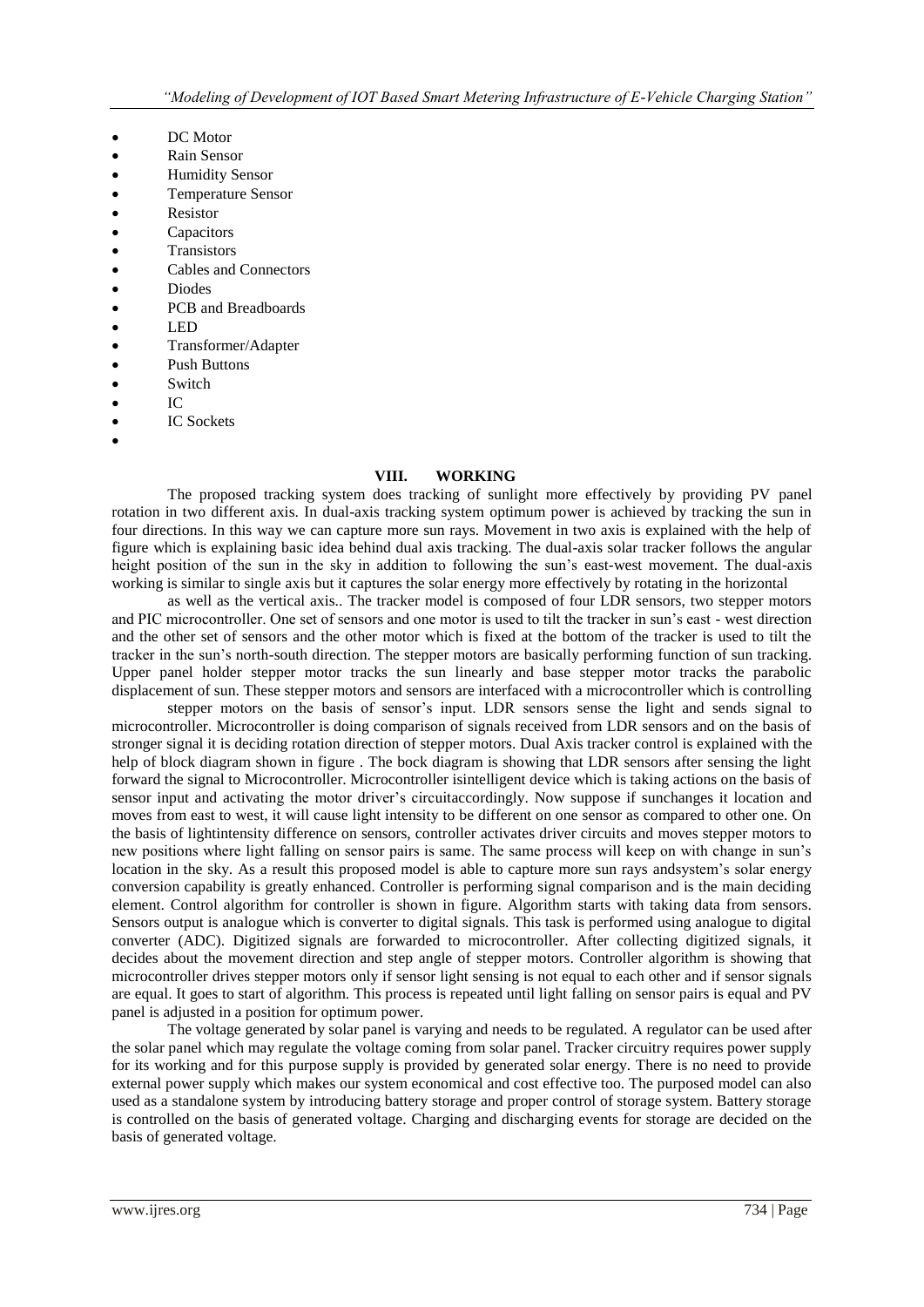- DC Motor
- Rain Sensor
- Humidity Sensor
- Temperature Sensor
- Resistor
- Capacitors
- Transistors
- Cables and Connectors
- Diodes
- PCB and Breadboards
- LED
- Transformer/Adapter
- Push Buttons
- Switch
- IC
- IC Sockets
- 

## VIII. WORKING

The proposed tracking system does tracking of sunlight more effectively by providing PV panel rotation in two different axis. In dual-axis tracking system optimum power is achieved by tracking the sun in four directions. In this way we can capture more sun rays. Movement in two axis is explained with the help of figure which is explaining basic idea behind dual axis tracking. The dual-axis solar tracker follows the angular height position of the sun in the sky in addition to following the sun's east-west movement. The dual-axis working is similar to single axis but it captures the solar energy more effectively by rotating in the horizontal

as well as the vertical axis.. The tracker model is composed of four LDR sensors, two stepper motors and PIC microcontroller. One set of sensors and one motor is used to tilt the tracker in sun's east - west direction and the other set of sensors and the other motor which is fixed at the bottom of the tracker is used to tilt the tracker in the sun's north-south direction. The stepper motors are basically performing function of sun tracking. Upper panel holder stepper motor tracks the sun linearly and base stepper motor tracks the parabolic displacement of sun. These stepper motors and sensors are interfaced with a microcontroller which is controlling

stepper motors on the basis of sensor's input. LDR sensors sense the light and sends signal to microcontroller. Microcontroller is doing comparison of signals received from LDR sensors and on the basis of stronger signal it is deciding rotation direction of stepper motors. Dual Axis tracker control is explained with the help of block diagram shown in figure . The bock diagram is showing that LDR sensors after sensing the light forward the signal to Microcontroller. Microcontroller isintelligent device which is taking actions on the basis of sensor input and activating the motor driver's circuitaccordingly. Now suppose if sunchanges it location and moves from east to west, it will cause light intensity to be different on one sensor as compared to other one. On the basis of lightintensity difference on sensors, controller activates driver circuits and moves stepper motors to new positions where light falling on sensor pairs is same. The same process will keep on with change in sun's location in the sky. As a result this proposed model is able to capture more sun rays andsystem's solar energy conversion capability is greatly enhanced. Controller is performing signal comparison and is the main deciding element. Control algorithm for controller is shown in figure. Algorithm starts with taking data from sensors. Sensors output is analogue which is converter to digital signals. This task is performed using analogue to digital converter (ADC). Digitized signals are forwarded to microcontroller. After collecting digitized signals, it decides about the movement direction and step angle of stepper motors. Controller algorithm is showing that microcontroller drives stepper motors only if sensor light sensing is not equal to each other and if sensor signals are equal. It goes to start of algorithm. This process is repeated until light falling on sensor pairs is equal and PV panel is adjusted in a position for optimum power.

The voltage generated by solar panel is varying and needs to be regulated. A regulator can be used after the solar panel which may regulate the voltage coming from solar panel. Tracker circuitry requires power supply for its working and for this purpose supply is provided by generated solar energy. There is no need to provide external power supply which makes our system economical and cost effective too. The purposed model can also used as a standalone system by introducing battery storage and proper control of storage system. Battery storage is controlled on the basis of generated voltage. Charging and discharging events for storage are decided on the basis of generated voltage.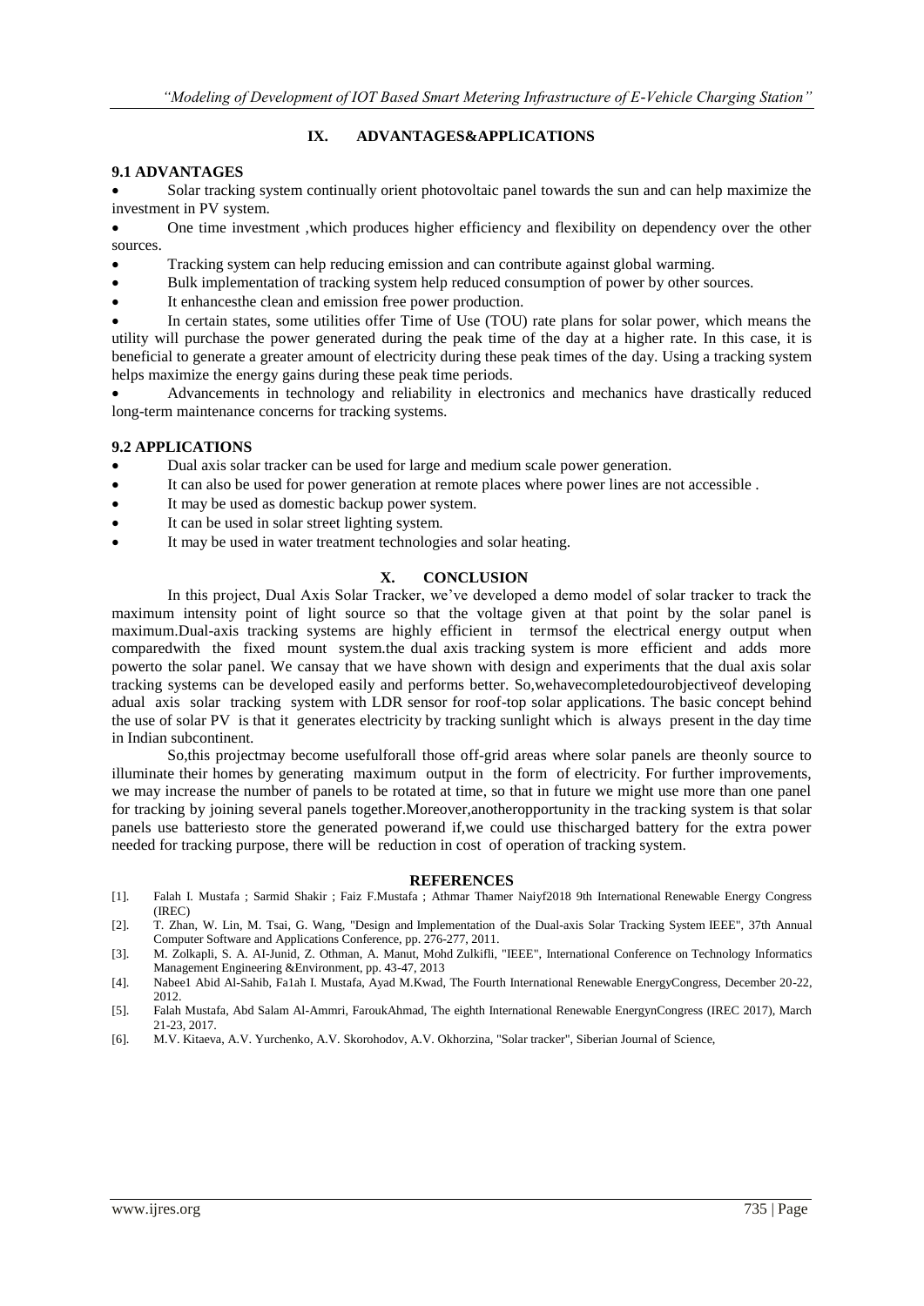## IX. ADVANTAGES&APPLICATIONS

### 9.1 ADVANTAGES

- Solar tracking system continually orient photovoltaic panel towards the sun and can help maximize the investment in PV system.
- One time investment ,which produces higher efficiency and flexibility on dependency over the other sources.
- Tracking system can help reducing emission and can contribute against global warming.
- Bulk implementation of tracking system help reduced consumption of power by other sources.
- It enhancesthe clean and emission free power production.
- In certain states, some utilities offer Time of Use (TOU) rate plans for solar power, which means the utility will purchase the power generated during the peak time of the day at a higher rate. In this case, it is beneficial to generate a greater amount of electricity during these peak times of the day. Using a tracking system helps maximize the energy gains during these peak time periods.
- Advancements in technology and reliability in electronics and mechanics have drastically reduced long-term maintenance concerns for tracking systems.

### 9.2 APPLICATIONS

- Dual axis solar tracker can be used for large and medium scale power generation.
- It can also be used for power generation at remote places where power lines are not accessible .
- It may be used as domestic backup power system.
- It can be used in solar street lighting system.
- It may be used in water treatment technologies and solar heating.

## X. CONCLUSION

In this project, Dual Axis Solar Tracker, we've developed a demo model of solar tracker to track the maximum intensity point of light source so that the voltage given at that point by the solar panel is maximum.Dual-axis tracking systems are highly efficient in termsof the electrical energy output when comparedwith the fixed mount system.the dual axis tracking system is more efficient and adds more powerto the solar panel. We cansay that we have shown with design and experiments that the dual axis solar tracking systems can be developed easily and performs better. So,wehavecompletedourobjectiveof developing adual axis solar tracking system with LDR sensor for roof-top solar applications. The basic concept behind the use of solar PV is that it generates electricity by tracking sunlight which is always present in the day time in Indian subcontinent.

So,this projectmay become usefulforall those off-grid areas where solar panels are theonly source to illuminate their homes by generating maximum output in the form of electricity. For further improvements, we may increase the number of panels to be rotated at time, so that in future we might use more than one panel for tracking by joining several panels together.Moreover,anotheropportunity in the tracking system is that solar panels use batteriesto store the generated powerand if,we could use thischarged battery for the extra power needed for tracking purpose, there will be reduction in cost of operation of tracking system.

## REFERENCES

[1]. Falah I. Mustafa ; Sarmid Shakir ; Faiz F.Mustafa ; Athmar Thamer Naiyf2018 9th International Renewable Energy Congress (IREC)

[2]. T. Zhan, W. Lin, M. Tsai, G. Wang, "Design and Implementation of the Dual-axis Solar Tracking System IEEE", 37th Annual Computer Software and Applications Conference, pp. 276-277, 2011.

[3]. M. Zolkapli, S. A. AI-Junid, Z. Othman, A. Manut, Mohd Zulkifli, "IEEE", International Conference on Technology Informatics Management Engineering &Environment, pp. 43-47, 2013

[4]. Nabeel Abid Al-Sahib, Fa1ah I. Mustafa, Ayad M.Kwad, The Fourth International Renewable EnergyCongress, December 20-22, 2012.

[5]. Falah Mustafa, Abd Salam Al-Ammri, FaroukAhmad, The eighth International Renewable EnergynCongress (IREC 2017), March 21-23, 2017.

[6]. M.V. Kitaeva, A.V. Yurchenko, A.V. Skorohodov, A.V. Okhorzina, "Solar tracker", Siberian Journal of Science,